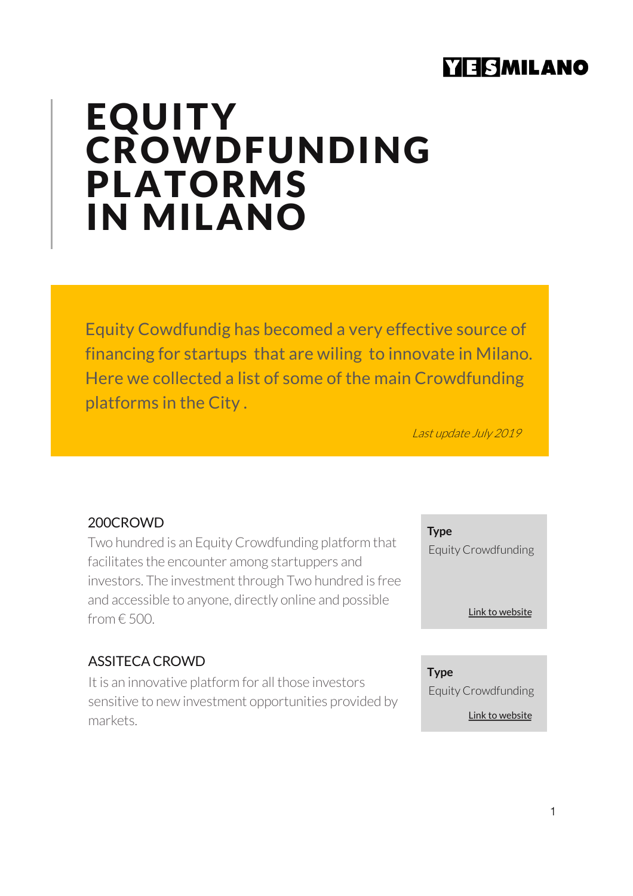YESMILANO

# EQUITY CROWDFUNDING PLATORMS IN MILANO

Equity Cowdfundig has becomed a very effective source of financing for startups that are wiling to innovate in Milano. Here we collected a list of some of the main Crowdfunding platforms in the City .

*Last update July 2019*

## 200CROWD

Two hundred is an Equity Crowdfunding platform that facilitates the encounter among startuppers and investors. The investment through Two hundred is free and accessible to anyone, directly online and possible from € 500.

**Type**
Equity Crowdfunding

Link to website

## ASSITECA CROWD

It is an innovative platform for all those investors sensitive to new investment opportunities provided by markets.

**Type**
Equity Crowdfunding

Link to website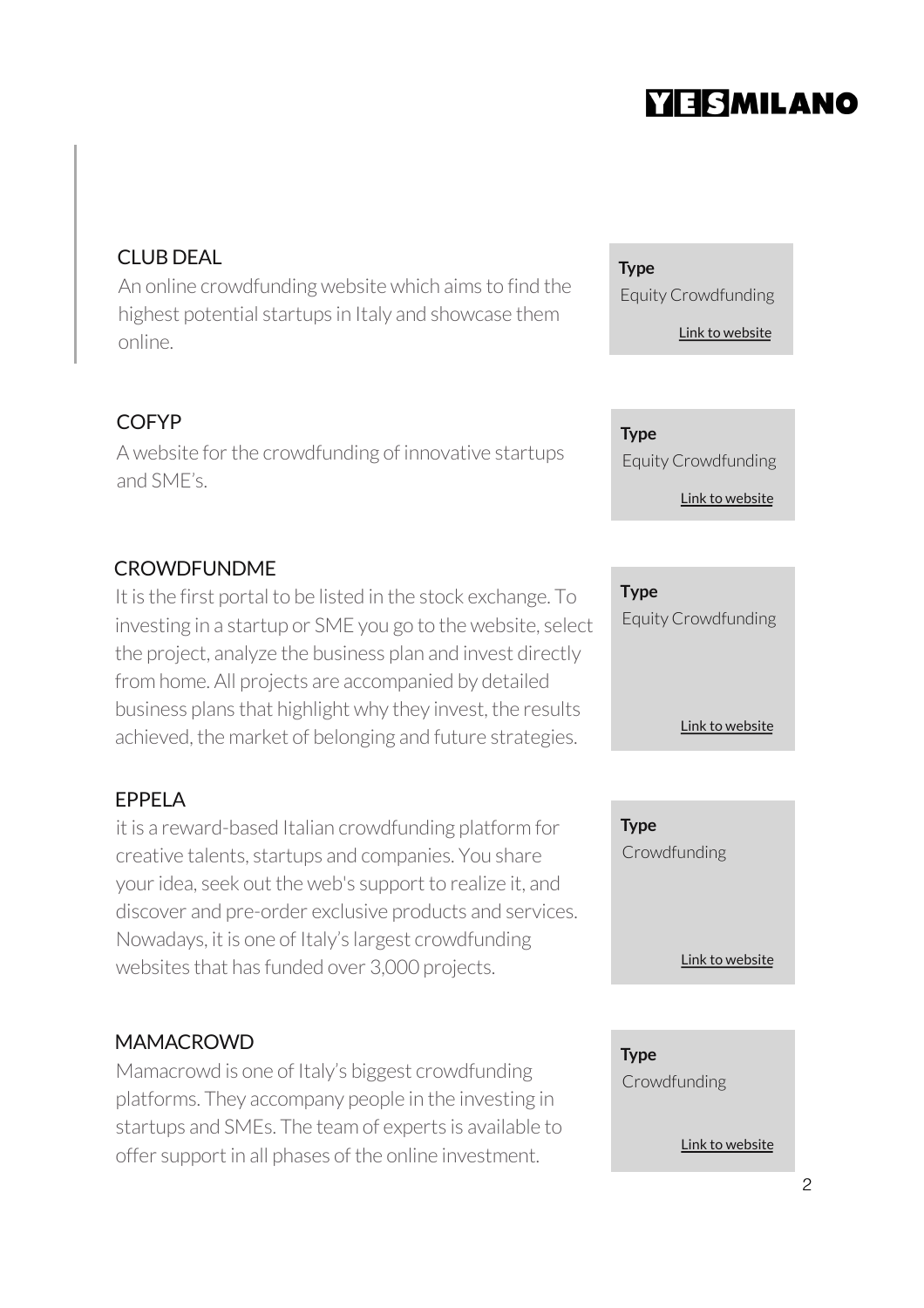## CLUB DEAL

An online crowdfunding website which aims to find the highest potential startups in Italy and showcase them online.

**Type**
Equity Crowdfunding

Link to website

## COFYP

A website for the crowdfunding of innovative startups and SME's.

**Type**
Equity Crowdfunding

Link to website

## CROWDFUNDME

It is the first portal to be listed in the stock exchange. To investing in a startup or SME you go to the website, select the project, analyze the business plan and invest directly from home. All projects are accompanied by detailed business plans that highlight why they invest, the results achieved, the market of belonging and future strategies.

**Type**
Equity Crowdfunding

Link to website

## EPPELA

it is a reward-based Italian crowdfunding platform for creative talents, startups and companies. You share your idea, seek out the web's support to realize it, and discover and pre-order exclusive products and services. Nowadays, it is one of Italy's largest crowdfunding websites that has funded over 3,000 projects.

**Type**
Crowdfunding

Link to website

## MAMACROWD

Mamacrowd is one of Italy's biggest crowdfunding platforms. They accompany people in the investing in startups and SMEs. The team of experts is available to offer support in all phases of the online investment.

**Type**
Crowdfunding

Link to website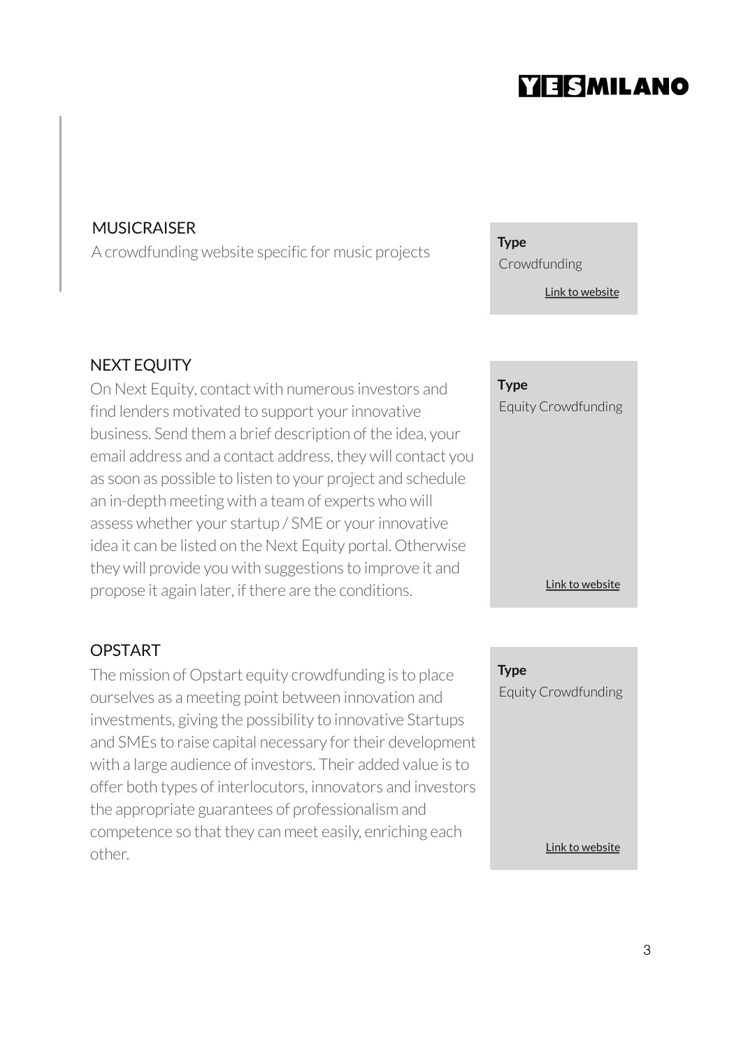## MUSICRAISER

A crowdfunding website specific for music projects

**Type**
Crowdfunding

Link to website

## NEXT EQUITY

On Next Equity, contact with numerous investors and find lenders motivated to support your innovative business. Send them a brief description of the idea, your email address and a contact address, they will contact you as soon as possible to listen to your project and schedule an in-depth meeting with a team of experts who will assess whether your startup / SME or your innovative idea it can be listed on the Next Equity portal. Otherwise they will provide you with suggestions to improve it and propose it again later, if there are the conditions.

**Type**
Equity Crowdfunding

Link to website

## OPSTART

The mission of Opstart equity crowdfunding is to place ourselves as a meeting point between innovation and investments, giving the possibility to innovative Startups and SMEs to raise capital necessary for their development with a large audience of investors. Their added value is to offer both types of interlocutors, innovators and investors the appropriate guarantees of professionalism and competence so that they can meet easily, enriching each other.

**Type**
Equity Crowdfunding

Link to website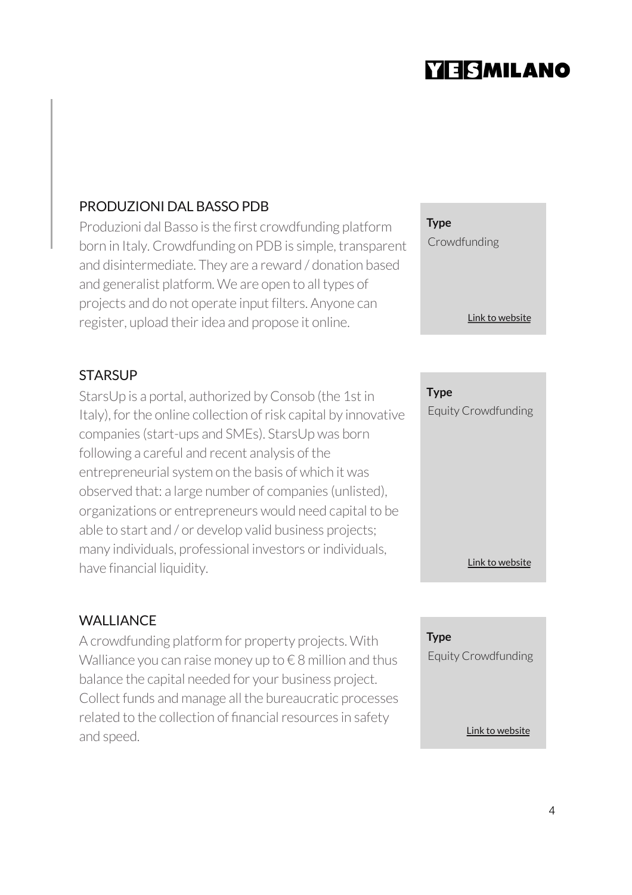## PRODUZIONI DAL BASSO PDB

Produzioni dal Basso is the first crowdfunding platform born in Italy. Crowdfunding on PDB is simple, transparent and disintermediate. They are a reward / donation based and generalist platform. We are open to all types of projects and do not operate input filters. Anyone can register, upload their idea and propose it online.

**Type**
Crowdfunding

Link to website

## STARSUP

StarsUp is a portal, authorized by Consob (the 1st in Italy), for the online collection of risk capital by innovative companies (start-ups and SMEs). StarsUp was born following a careful and recent analysis of the entrepreneurial system on the basis of which it was observed that: a large number of companies (unlisted), organizations or entrepreneurs would need capital to be able to start and / or develop valid business projects; many individuals, professional investors or individuals, have financial liquidity.

**Type**
Equity Crowdfunding

Link to website

## WALLIANCE

A crowdfunding platform for property projects. With Walliance you can raise money up to € 8 million and thus balance the capital needed for your business project. Collect funds and manage all the bureaucratic processes related to the collection of financial resources in safety and speed.

**Type**
Equity Crowdfunding

Link to website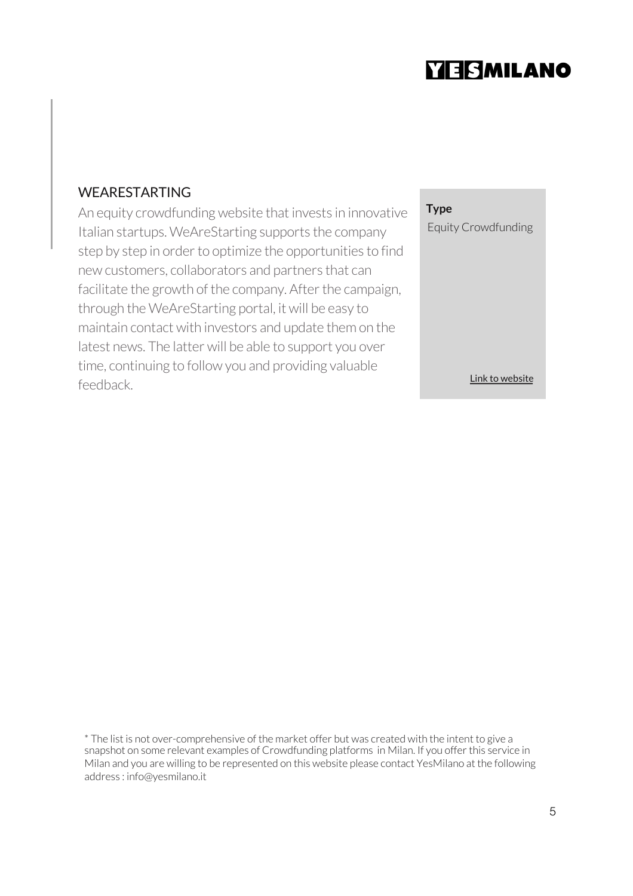## WEARESTARTING

An equity crowdfunding website that invests in innovative Italian startups. WeAreStarting supports the company step by step in order to optimize the opportunities to find new customers, collaborators and partners that can facilitate the growth of the company. After the campaign, through the WeAreStarting portal, it will be easy to maintain contact with investors and update them on the latest news. The latter will be able to support you over time, continuing to follow you and providing valuable feedback.

**Type**
Equity Crowdfunding

Link to website

* The list is not over-comprehensive of the market offer but was created with the intent to give a snapshot on some relevant examples of Crowdfunding platforms in Milan. If you offer this service in Milan and you are willing to be represented on this website please contact YesMilano at the following address : info@yesmilano.it